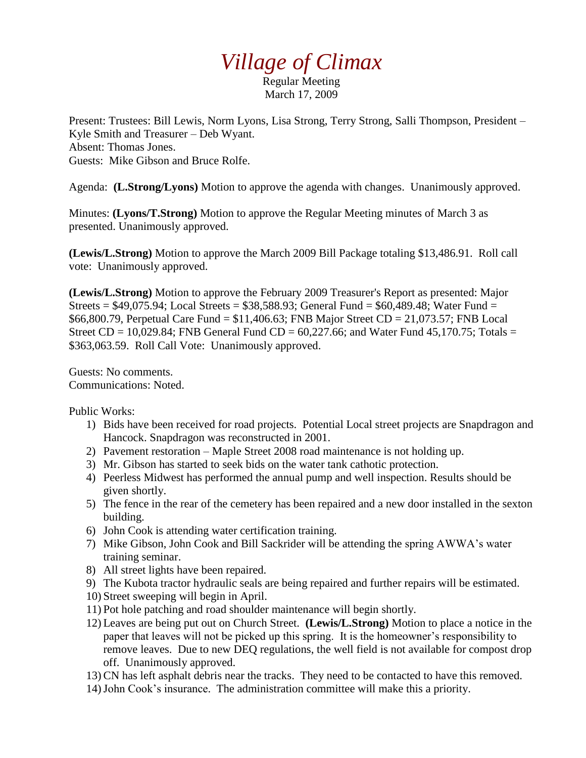# *Village of Climax*

Regular Meeting
March 17, 2009

Present: Trustees: Bill Lewis, Norm Lyons, Lisa Strong, Terry Strong, Salli Thompson, President – Kyle Smith and Treasurer – Deb Wyant.
Absent: Thomas Jones.
Guests: Mike Gibson and Bruce Rolfe.

Agenda: **(L.Strong/Lyons)** Motion to approve the agenda with changes. Unanimously approved.

Minutes: **(Lyons/T.Strong)** Motion to approve the Regular Meeting minutes of March 3 as presented. Unanimously approved.

**(Lewis/L.Strong)** Motion to approve the March 2009 Bill Package totaling $13,486.91. Roll call vote: Unanimously approved.

**(Lewis/L.Strong)** Motion to approve the February 2009 Treasurer's Report as presented: Major Streets = $49,075.94; Local Streets = $38,588.93; General Fund = $60,489.48; Water Fund = $66,800.79, Perpetual Care Fund = $11,406.63; FNB Major Street CD = 21,073.57; FNB Local Street CD = 10,029.84; FNB General Fund CD = 60,227.66; and Water Fund 45,170.75; Totals = $363,063.59. Roll Call Vote: Unanimously approved.

Guests: No comments.
Communications: Noted.

Public Works:

1) Bids have been received for road projects. Potential Local street projects are Snapdragon and Hancock. Snapdragon was reconstructed in 2001.
2) Pavement restoration – Maple Street 2008 road maintenance is not holding up.
3) Mr. Gibson has started to seek bids on the water tank cathotic protection.
4) Peerless Midwest has performed the annual pump and well inspection. Results should be given shortly.
5) The fence in the rear of the cemetery has been repaired and a new door installed in the sexton building.
6) John Cook is attending water certification training.
7) Mike Gibson, John Cook and Bill Sackrider will be attending the spring AWWA's water training seminar.
8) All street lights have been repaired.
9) The Kubota tractor hydraulic seals are being repaired and further repairs will be estimated.
10) Street sweeping will begin in April.
11) Pot hole patching and road shoulder maintenance will begin shortly.
12) Leaves are being put out on Church Street. **(Lewis/L.Strong)** Motion to place a notice in the paper that leaves will not be picked up this spring. It is the homeowner's responsibility to remove leaves. Due to new DEQ regulations, the well field is not available for compost drop off. Unanimously approved.
13) CN has left asphalt debris near the tracks. They need to be contacted to have this removed.
14) John Cook's insurance. The administration committee will make this a priority.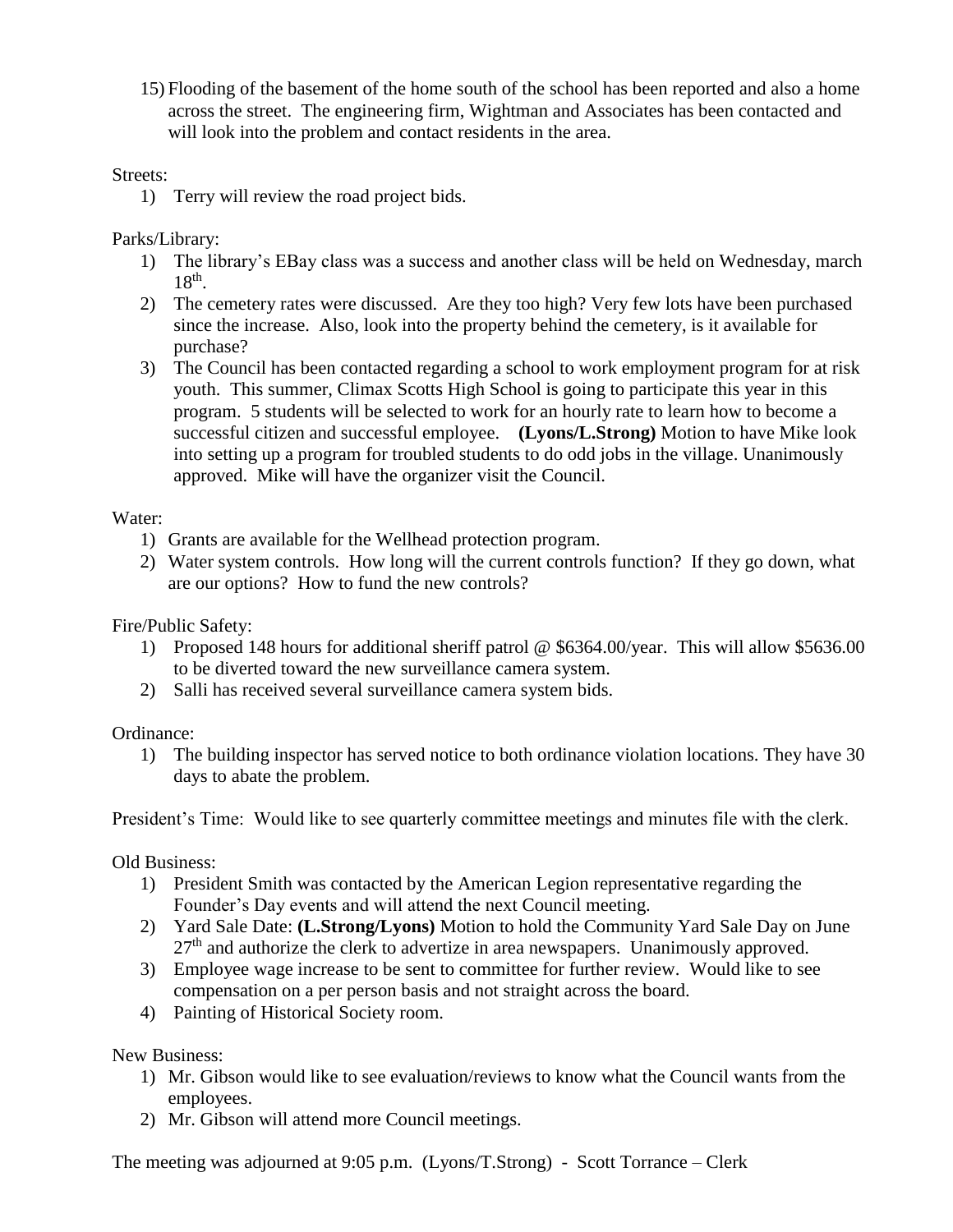15) Flooding of the basement of the home south of the school has been reported and also a home across the street. The engineering firm, Wightman and Associates has been contacted and will look into the problem and contact residents in the area.

Streets:

1) Terry will review the road project bids.

Parks/Library:

1) The library's EBay class was a success and another class will be held on Wednesday, march 18th.
2) The cemetery rates were discussed. Are they too high? Very few lots have been purchased since the increase. Also, look into the property behind the cemetery, is it available for purchase?
3) The Council has been contacted regarding a school to work employment program for at risk youth. This summer, Climax Scotts High School is going to participate this year in this program. 5 students will be selected to work for an hourly rate to learn how to become a successful citizen and successful employee. **(Lyons/L.Strong)** Motion to have Mike look into setting up a program for troubled students to do odd jobs in the village. Unanimously approved. Mike will have the organizer visit the Council.

Water:

1) Grants are available for the Wellhead protection program.
2) Water system controls. How long will the current controls function? If they go down, what are our options? How to fund the new controls?

Fire/Public Safety:

1) Proposed 148 hours for additional sheriff patrol @ $6364.00/year. This will allow $5636.00 to be diverted toward the new surveillance camera system.
2) Salli has received several surveillance camera system bids.

Ordinance:

1) The building inspector has served notice to both ordinance violation locations. They have 30 days to abate the problem.

President's Time: Would like to see quarterly committee meetings and minutes file with the clerk.

Old Business:

1) President Smith was contacted by the American Legion representative regarding the Founder's Day events and will attend the next Council meeting.
2) Yard Sale Date: **(L.Strong/Lyons)** Motion to hold the Community Yard Sale Day on June 27th and authorize the clerk to advertize in area newspapers. Unanimously approved.
3) Employee wage increase to be sent to committee for further review. Would like to see compensation on a per person basis and not straight across the board.
4) Painting of Historical Society room.

New Business:

1) Mr. Gibson would like to see evaluation/reviews to know what the Council wants from the employees.
2) Mr. Gibson will attend more Council meetings.

The meeting was adjourned at 9:05 p.m. (Lyons/T.Strong) - Scott Torrance – Clerk